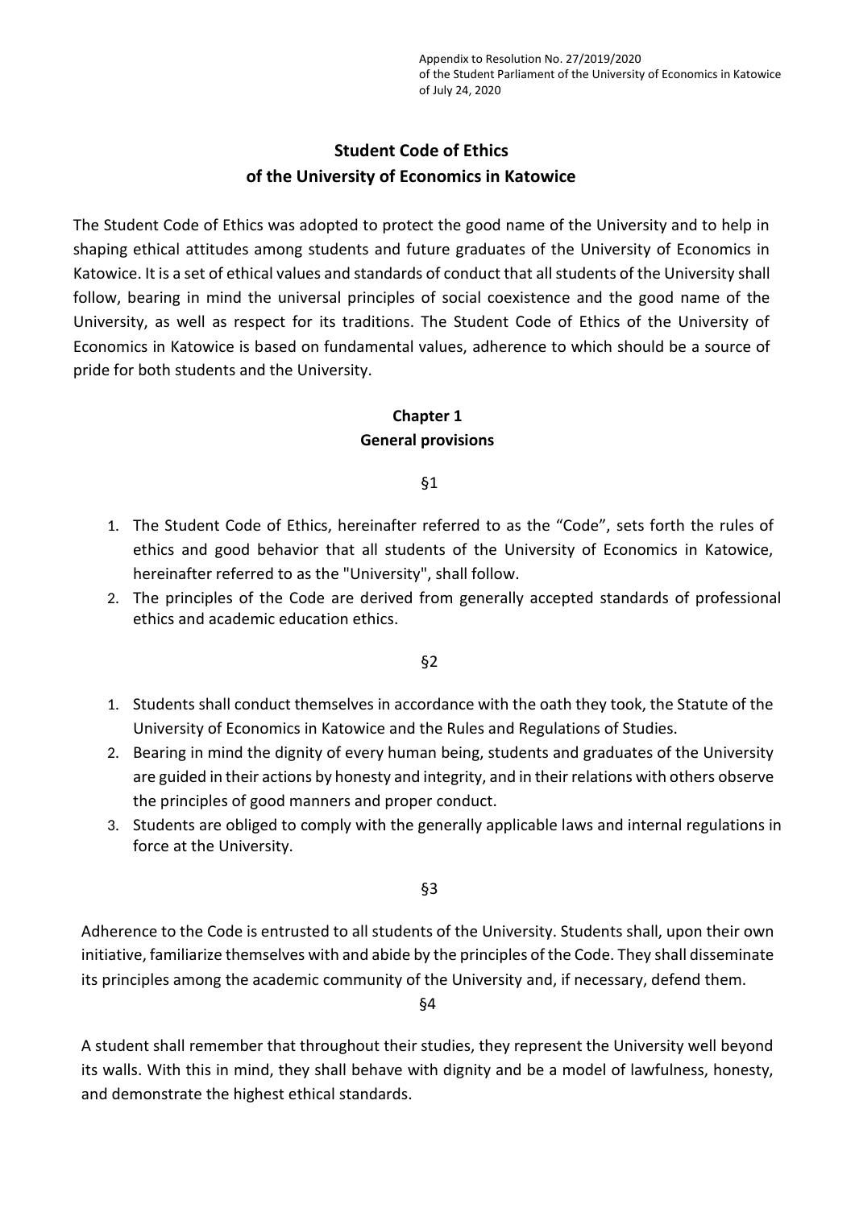Appendix to Resolution No. 27/2019/2020
of the Student Parliament of the University of Economics in Katowice
of July 24, 2020

# Student Code of Ethics of the University of Economics in Katowice

The Student Code of Ethics was adopted to protect the good name of the University and to help in shaping ethical attitudes among students and future graduates of the University of Economics in Katowice. It is a set of ethical values and standards of conduct that all students of the University shall follow, bearing in mind the universal principles of social coexistence and the good name of the University, as well as respect for its traditions. The Student Code of Ethics of the University of Economics in Katowice is based on fundamental values, adherence to which should be a source of pride for both students and the University.

## Chapter 1
## General provisions

§1

1. The Student Code of Ethics, hereinafter referred to as the "Code", sets forth the rules of ethics and good behavior that all students of the University of Economics in Katowice, hereinafter referred to as the "University", shall follow.
2. The principles of the Code are derived from generally accepted standards of professional ethics and academic education ethics.

§2

1. Students shall conduct themselves in accordance with the oath they took, the Statute of the University of Economics in Katowice and the Rules and Regulations of Studies.
2. Bearing in mind the dignity of every human being, students and graduates of the University are guided in their actions by honesty and integrity, and in their relations with others observe the principles of good manners and proper conduct.
3. Students are obliged to comply with the generally applicable laws and internal regulations in force at the University.

§3

Adherence to the Code is entrusted to all students of the University. Students shall, upon their own initiative, familiarize themselves with and abide by the principles of the Code. They shall disseminate its principles among the academic community of the University and, if necessary, defend them.

§4

A student shall remember that throughout their studies, they represent the University well beyond its walls. With this in mind, they shall behave with dignity and be a model of lawfulness, honesty, and demonstrate the highest ethical standards.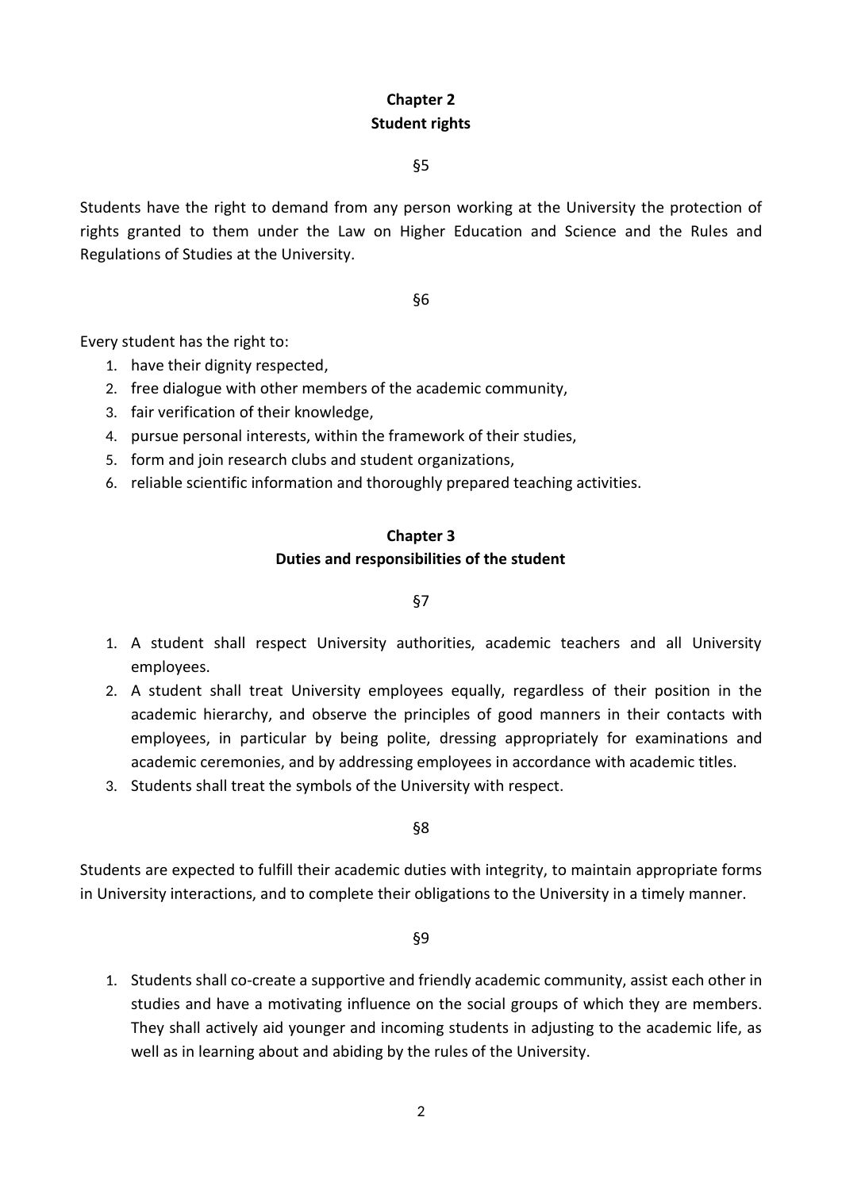## Chapter 2
## Student rights

§5

Students have the right to demand from any person working at the University the protection of rights granted to them under the Law on Higher Education and Science and the Rules and Regulations of Studies at the University.

§6

Every student has the right to:

1. have their dignity respected,
2. free dialogue with other members of the academic community,
3. fair verification of their knowledge,
4. pursue personal interests, within the framework of their studies,
5. form and join research clubs and student organizations,
6. reliable scientific information and thoroughly prepared teaching activities.

## Chapter 3
## Duties and responsibilities of the student

§7

1. A student shall respect University authorities, academic teachers and all University employees.
2. A student shall treat University employees equally, regardless of their position in the academic hierarchy, and observe the principles of good manners in their contacts with employees, in particular by being polite, dressing appropriately for examinations and academic ceremonies, and by addressing employees in accordance with academic titles.
3. Students shall treat the symbols of the University with respect.

§8

Students are expected to fulfill their academic duties with integrity, to maintain appropriate forms in University interactions, and to complete their obligations to the University in a timely manner.

§9

1. Students shall co-create a supportive and friendly academic community, assist each other in studies and have a motivating influence on the social groups of which they are members. They shall actively aid younger and incoming students in adjusting to the academic life, as well as in learning about and abiding by the rules of the University.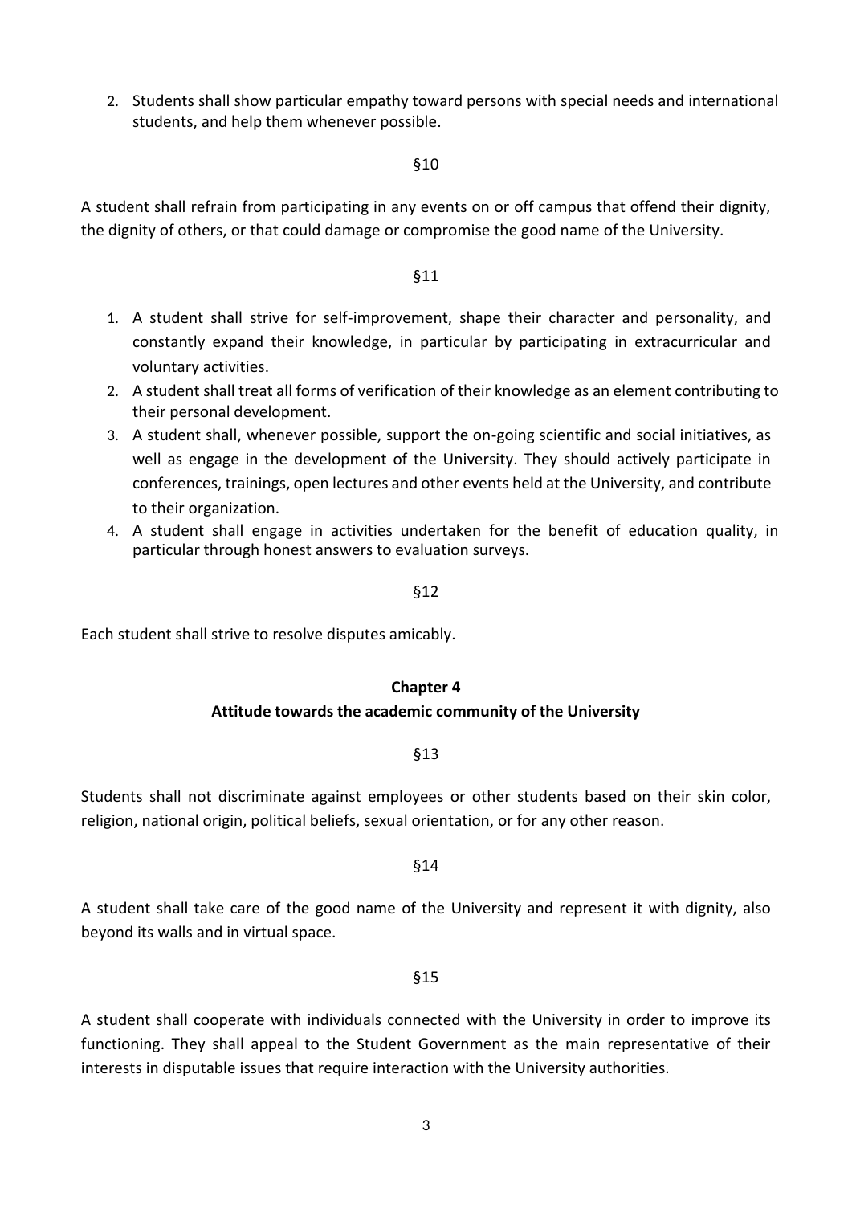2. Students shall show particular empathy toward persons with special needs and international students, and help them whenever possible.

§10

A student shall refrain from participating in any events on or off campus that offend their dignity, the dignity of others, or that could damage or compromise the good name of the University.

§11

1. A student shall strive for self-improvement, shape their character and personality, and constantly expand their knowledge, in particular by participating in extracurricular and voluntary activities.
2. A student shall treat all forms of verification of their knowledge as an element contributing to their personal development.
3. A student shall, whenever possible, support the on-going scientific and social initiatives, as well as engage in the development of the University. They should actively participate in conferences, trainings, open lectures and other events held at the University, and contribute to their organization.
4. A student shall engage in activities undertaken for the benefit of education quality, in particular through honest answers to evaluation surveys.

§12

Each student shall strive to resolve disputes amicably.

## Chapter 4
## Attitude towards the academic community of the University

§13

Students shall not discriminate against employees or other students based on their skin color, religion, national origin, political beliefs, sexual orientation, or for any other reason.

§14

A student shall take care of the good name of the University and represent it with dignity, also beyond its walls and in virtual space.

§15

A student shall cooperate with individuals connected with the University in order to improve its functioning. They shall appeal to the Student Government as the main representative of their interests in disputable issues that require interaction with the University authorities.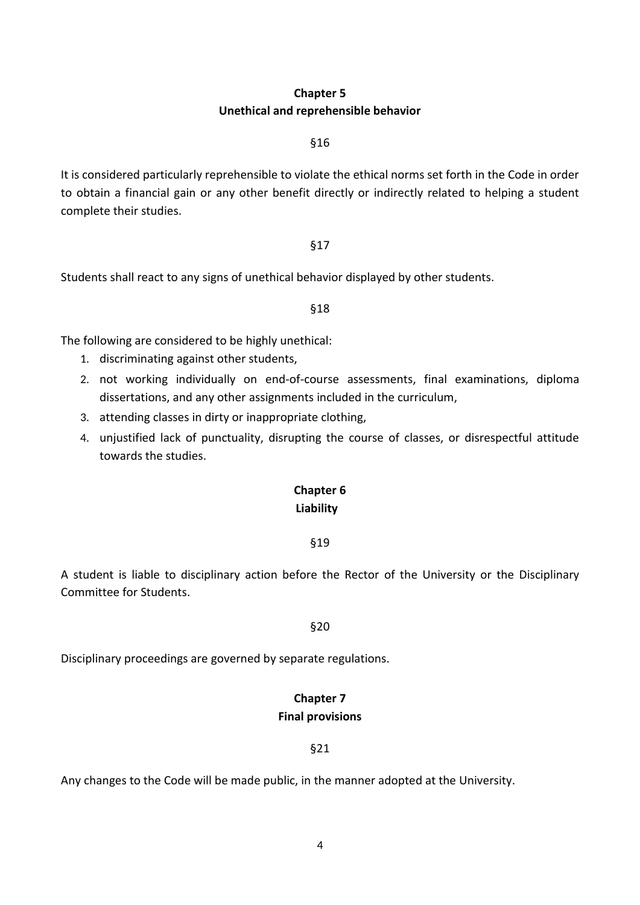## Chapter 5
## Unethical and reprehensible behavior

§16

It is considered particularly reprehensible to violate the ethical norms set forth in the Code in order to obtain a financial gain or any other benefit directly or indirectly related to helping a student complete their studies.

§17

Students shall react to any signs of unethical behavior displayed by other students.

§18

The following are considered to be highly unethical:

1. discriminating against other students,
2. not working individually on end-of-course assessments, final examinations, diploma dissertations, and any other assignments included in the curriculum,
3. attending classes in dirty or inappropriate clothing,
4. unjustified lack of punctuality, disrupting the course of classes, or disrespectful attitude towards the studies.

## Chapter 6
## Liability

§19

A student is liable to disciplinary action before the Rector of the University or the Disciplinary Committee for Students.

§20

Disciplinary proceedings are governed by separate regulations.

## Chapter 7
## Final provisions

§21

Any changes to the Code will be made public, in the manner adopted at the University.